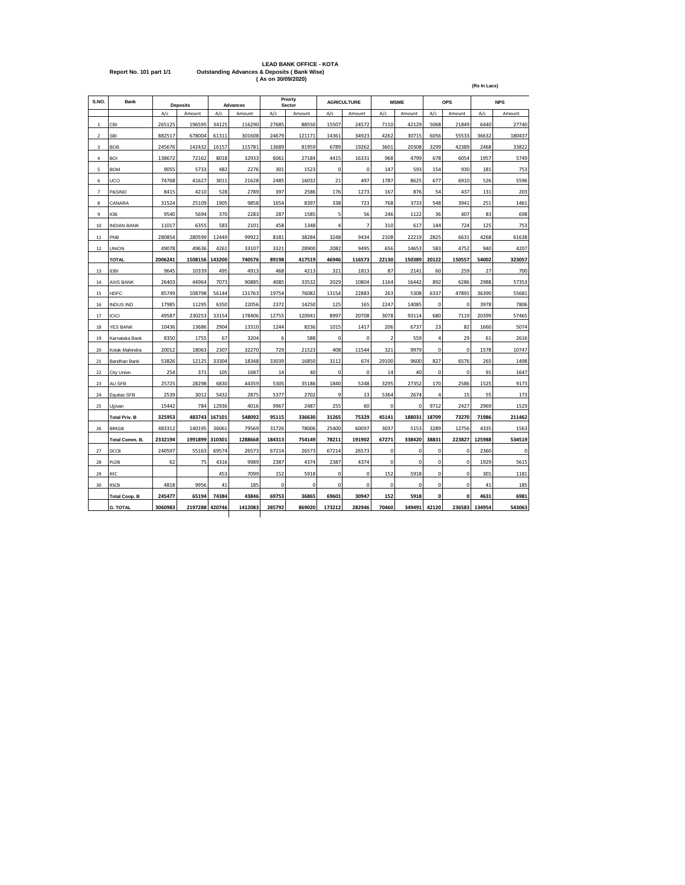# LEAD BANK OFFICE - KOTA

**Report No. 101 part 1/1** **Outstanding Advances & Deposits ( Bank Wise)**
**( As on 30/09/2020)**

**(Rs In Lacs)**

| S.NO. | Bank | Deposits | | Advances | | Priorty Sector | | AGRICULTURE | | MSME | | OPS | | NPS | |
|---|---|---|---|---|---|---|---|---|---|---|---|---|---|---|---|
| | | A/c | Amount | A/c | Amount | A/c | Amount | A/c | Amount | A/c | Amount | A/c | Amount | A/c | Amount |
| 1 | CBI | 265125 | 196595 | 34125 | 116290 | 27685 | 88550 | 15507 | 24572 | 7110 | 42129 | 5068 | 21849 | 6440 | 27740 |
| 2 | SBI | 882517 | 678004 | 61311 | 301608 | 24679 | 121171 | 14361 | 34923 | 4262 | 30715 | 6056 | 55533 | 36632 | 180437 |
| 3 | BOB | 245676 | 142432 | 16157 | 115781 | 13689 | 81959 | 6789 | 19262 | 3601 | 20308 | 3299 | 42389 | 2468 | 33822 |
| 4 | BOI | 138672 | 72162 | 8018 | 32933 | 6061 | 27184 | 4415 | 16331 | 968 | 4799 | 678 | 6054 | 1957 | 5749 |
| 5 | BOM | 9055 | 5733 | 482 | 2276 | 301 | 1523 | 0 | 0 | 147 | 593 | 154 | 930 | 181 | 753 |
| 6 | UCO | 74768 | 41627 | 3011 | 21628 | 2485 | 16032 | 21 | 497 | 1787 | 8625 | 677 | 6910 | 526 | 5596 |
| 7 | P&SIND | 8415 | 4210 | 528 | 2789 | 397 | 2586 | 176 | 1273 | 167 | 876 | 54 | 437 | 131 | 203 |
| 8 | CANARA | 31524 | 25109 | 1905 | 9858 | 1654 | 8397 | 338 | 723 | 768 | 3733 | 548 | 3941 | 251 | 1461 |
| 9 | IOB | 9540 | 5694 | 370 | 2283 | 287 | 1585 | 5 | 56 | 246 | 1122 | 36 | 407 | 83 | 698 |
| 10 | INDIAN BANK | 11017 | 6355 | 583 | 2101 | 458 | 1348 | 4 | 7 | 310 | 617 | 144 | 724 | 125 | 753 |
| 11 | PNB | 280854 | 280599 | 12449 | 99922 | 8181 | 38284 | 3248 | 9434 | 2108 | 22219 | 2825 | 6631 | 4268 | 61638 |
| 12 | UNION | 49078 | 49636 | 4261 | 33107 | 3321 | 28900 | 2082 | 9495 | 656 | 14653 | 583 | 4752 | 940 | 4207 |
| | **TOTAL** | **2006241** | **1508156** | **143200** | **740576** | **89198** | **417519** | **46946** | **116573** | **22130** | **150389** | **20122** | **150557** | **54002** | **323057** |
| 13 | IDBI | 9645 | 10339 | 495 | 4913 | 468 | 4213 | 321 | 1813 | 87 | 2141 | 60 | 259 | 27 | 700 |
| 14 | AXIS BANK | 26403 | 44964 | 7073 | 90885 | 4085 | 33532 | 2029 | 10804 | 1164 | 16442 | 892 | 6286 | 2988 | 57353 |
| 15 | HDFC | 85749 | 108798 | 56144 | 131763 | 19754 | 76082 | 13154 | 22883 | 263 | 5308 | 6337 | 47891 | 36390 | 55681 |
| 16 | INDUS IND | 17985 | 11295 | 6350 | 22056 | 2372 | 14250 | 125 | 165 | 2247 | 14085 | 0 | 0 | 3978 | 7806 |
| 17 | ICICI | 49587 | 230253 | 33154 | 178406 | 12755 | 120941 | 8997 | 20708 | 3078 | 93114 | 680 | 7119 | 20399 | 57465 |
| 18 | YES BANK | 10436 | 13686 | 2904 | 13310 | 1244 | 8236 | 1015 | 1417 | 206 | 6737 | 23 | 82 | 1660 | 5074 |
| 19 | Karnataka Bank | 8350 | 1755 | 67 | 3204 | 6 | 588 | 0 | 0 | 2 | 559 | 4 | 29 | 61 | 2616 |
| 20 | Kotak Mahindra | 20012 | 18063 | 2307 | 32270 | 729 | 21523 | 408 | 11544 | 321 | 9979 | 0 | 0 | 1578 | 10747 |
| 21 | Bandhan Bank | 53826 | 12125 | 33304 | 18348 | 33039 | 16850 | 3112 | 674 | 29100 | 9600 | 827 | 6576 | 265 | 1498 |
| 22 | City Union | 254 | 371 | 105 | 1687 | 14 | 40 | 0 | 0 | 14 | 40 | 0 | 0 | 91 | 1647 |
| 23 | AU SFB | 25725 | 28298 | 6830 | 44359 | 5305 | 35186 | 1840 | 5248 | 3295 | 27352 | 170 | 2586 | 1525 | 9173 |
| 24 | Equitas SFB | 2539 | 3012 | 5432 | 2875 | 5377 | 2702 | 9 | 13 | 5364 | 2674 | 4 | 15 | 55 | 173 |
| 25 | Ujjivan | 15442 | 784 | 12936 | 4016 | 9967 | 2487 | 255 | 60 | 0 | 0 | 9712 | 2427 | 2969 | 1529 |
| | **Total Priv. B** | **325953** | **483743** | **167101** | **548092** | **95115** | **336630** | **31265** | **75329** | **45141** | **188031** | **18709** | **73270** | **71986** | **211462** |
| 26 | BRKGB | 483312 | 140195 | 36061 | 79569 | 31726 | 78006 | 25400 | 60097 | 3037 | 5153 | 3289 | 12756 | 4335 | 1563 |
| | **Total Comm. B.** | **2332194** | **1991899** | **310301** | **1288668** | **184313** | **754149** | **78211** | **191902** | **67271** | **338420** | **38831** | **223827** | **125988** | **534519** |
| 27 | DCCB | 240597 | 55163 | 69574 | 26573 | 67214 | 26573 | 67214 | 26573 | 0 | 0 | 0 | 0 | 2360 | 0 |
| 28 | PLDB | 62 | 75 | 4316 | 9989 | 2387 | 4374 | 2387 | 4374 | 0 | 0 | 0 | 0 | 1929 | 5615 |
| 29 | RFC | | | 453 | 7099 | 152 | 5918 | 0 | 0 | 152 | 5918 | 0 | 0 | 301 | 1181 |
| 30 | RSCB | 4818 | 9956 | 41 | 185 | 0 | 0 | 0 | 0 | 0 | 0 | 0 | 0 | 41 | 185 |
| | **Total Coop. B** | **245477** | **65194** | **74384** | **43846** | **69753** | **36865** | **69601** | **30947** | **152** | **5918** | **0** | **0** | **4631** | **6981** |
| | **G. TOTAL** | **3060983** | **2197288** | **420746** | **1412083** | **285792** | **869020** | **173212** | **282946** | **70460** | **349491** | **42120** | **236583** | **134954** | **543063** |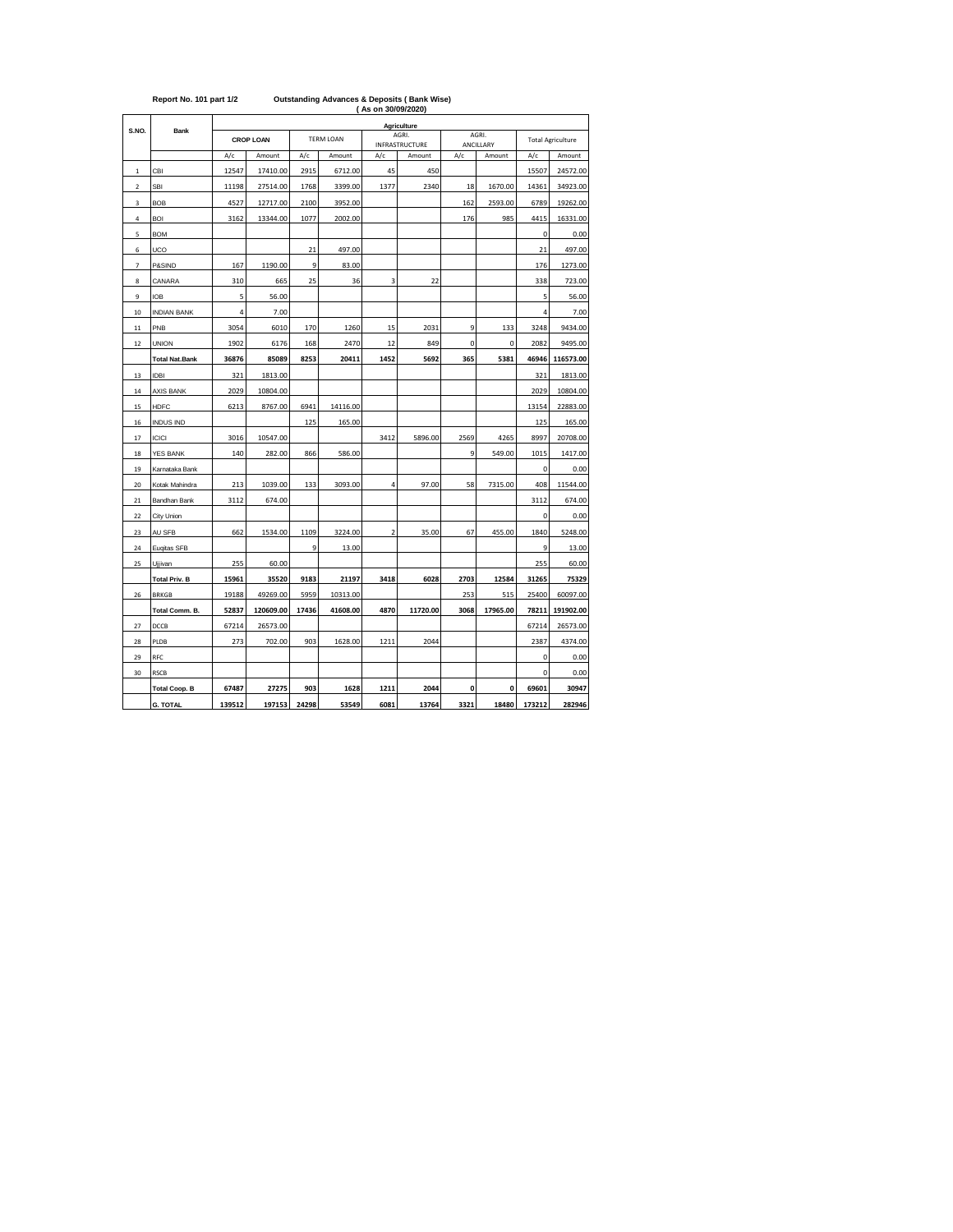Report No. 101 part 1/2 **Outstanding Advances & Deposits ( Bank Wise)**

**( As on 30/09/2020)**

| S.NO. | Bank | Agriculture | | | | | | | | | |
|---|---|---|---|---|---|---|---|---|---|---|---|
| | | CROP LOAN | | TERM LOAN | | AGRI. INFRASTRUCTURE | | AGRI. ANCILLARY | | Total Agriculture | |
| | | A/c | Amount | A/c | Amount | A/c | Amount | A/c | Amount | A/c | Amount |
| 1 | CBI | 12547 | 17410.00 | 2915 | 6712.00 | 45 | 450 | | | 15507 | 24572.00 |
| 2 | SBI | 11198 | 27514.00 | 1768 | 3399.00 | 1377 | 2340 | 18 | 1670.00 | 14361 | 34923.00 |
| 3 | BOB | 4527 | 12717.00 | 2100 | 3952.00 | | | 162 | 2593.00 | 6789 | 19262.00 |
| 4 | BOI | 3162 | 13344.00 | 1077 | 2002.00 | | | 176 | 985 | 4415 | 16331.00 |
| 5 | BOM | | | | | | | | | 0 | 0.00 |
| 6 | UCO | | | 21 | 497.00 | | | | | 21 | 497.00 |
| 7 | P&SIND | 167 | 1190.00 | 9 | 83.00 | | | | | 176 | 1273.00 |
| 8 | CANARA | 310 | 665 | 25 | 36 | 3 | 22 | | | 338 | 723.00 |
| 9 | IOB | 5 | 56.00 | | | | | | | 5 | 56.00 |
| 10 | INDIAN BANK | 4 | 7.00 | | | | | | | 4 | 7.00 |
| 11 | PNB | 3054 | 6010 | 170 | 1260 | 15 | 2031 | 9 | 133 | 3248 | 9434.00 |
| 12 | UNION | 1902 | 6176 | 168 | 2470 | 12 | 849 | 0 | 0 | 2082 | 9495.00 |
| | **Total Nat.Bank** | **36876** | **85089** | **8253** | **20411** | **1452** | **5692** | **365** | **5381** | **46946** | **116573.00** |
| 13 | IDBI | 321 | 1813.00 | | | | | | | 321 | 1813.00 |
| 14 | AXIS BANK | 2029 | 10804.00 | | | | | | | 2029 | 10804.00 |
| 15 | HDFC | 6213 | 8767.00 | 6941 | 14116.00 | | | | | 13154 | 22883.00 |
| 16 | INDUS IND | | | 125 | 165.00 | | | | | 125 | 165.00 |
| 17 | ICICI | 3016 | 10547.00 | | | 3412 | 5896.00 | 2569 | 4265 | 8997 | 20708.00 |
| 18 | YES BANK | 140 | 282.00 | 866 | 586.00 | | | 9 | 549.00 | 1015 | 1417.00 |
| 19 | Karnataka Bank | | | | | | | | | 0 | 0.00 |
| 20 | Kotak Mahindra | 213 | 1039.00 | 133 | 3093.00 | 4 | 97.00 | 58 | 7315.00 | 408 | 11544.00 |
| 21 | Bandhan Bank | 3112 | 674.00 | | | | | | | 3112 | 674.00 |
| 22 | City Union | | | | | | | | | 0 | 0.00 |
| 23 | AU SFB | 662 | 1534.00 | 1109 | 3224.00 | 2 | 35.00 | 67 | 455.00 | 1840 | 5248.00 |
| 24 | Euqitas SFB | | | 9 | 13.00 | | | | | 9 | 13.00 |
| 25 | Ujjivan | 255 | 60.00 | | | | | | | 255 | 60.00 |
| | **Total Priv. B** | **15961** | **35520** | **9183** | **21197** | **3418** | **6028** | **2703** | **12584** | **31265** | **75329** |
| 26 | BRKGB | 19188 | 49269.00 | 5959 | 10313.00 | | | 253 | 515 | 25400 | 60097.00 |
| | **Total Comm. B.** | **52837** | **120609.00** | **17436** | **41608.00** | **4870** | **11720.00** | **3068** | **17965.00** | **78211** | **191902.00** |
| 27 | DCCB | 67214 | 26573.00 | | | | | | | 67214 | 26573.00 |
| 28 | PLDB | 273 | 702.00 | 903 | 1628.00 | 1211 | 2044 | | | 2387 | 4374.00 |
| 29 | RFC | | | | | | | | | 0 | 0.00 |
| 30 | RSCB | | | | | | | | | 0 | 0.00 |
| | **Total Coop. B** | **67487** | **27275** | **903** | **1628** | **1211** | **2044** | **0** | **0** | **69601** | **30947** |
| | **G. TOTAL** | **139512** | **197153** | **24298** | **53549** | **6081** | **13764** | **3321** | **18480** | **173212** | **282946** |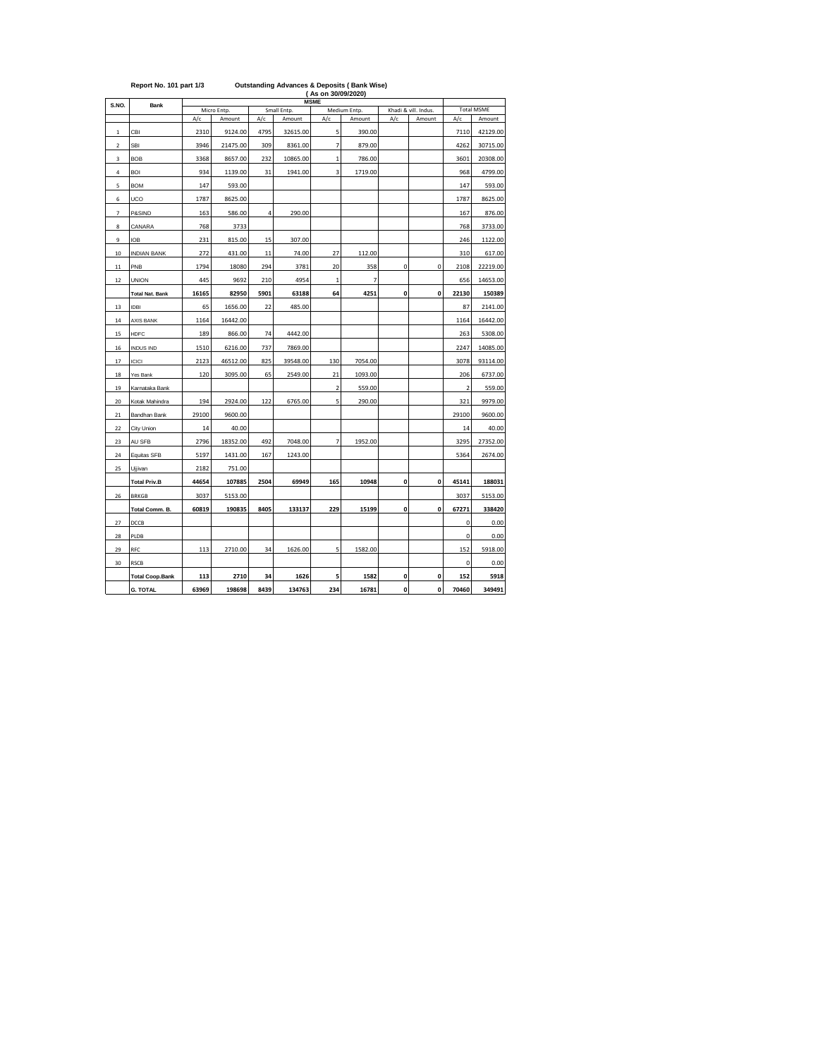Report No. 101 part 1/3 Outstanding Advances & Deposits ( Bank Wise )

( As on 30/09/2020)

| S.NO. | Bank | MSME | | | | | | | | | |
|---|---|---|---|---|---|---|---|---|---|---|---|
| | | Micro Entp. | | Small Entp. | | Medium Entp. | | Khadi & vill. Indus. | | Total MSME | |
| | | A/c | Amount | A/c | Amount | A/c | Amount | A/c | Amount | A/c | Amount |
| 1 | CBI | 2310 | 9124.00 | 4795 | 32615.00 | 5 | 390.00 | | | 7110 | 42129.00 |
| 2 | SBI | 3946 | 21475.00 | 309 | 8361.00 | 7 | 879.00 | | | 4262 | 30715.00 |
| 3 | BOB | 3368 | 8657.00 | 232 | 10865.00 | 1 | 786.00 | | | 3601 | 20308.00 |
| 4 | BOI | 934 | 1139.00 | 31 | 1941.00 | 3 | 1719.00 | | | 968 | 4799.00 |
| 5 | BOM | 147 | 593.00 | | | | | | | 147 | 593.00 |
| 6 | UCO | 1787 | 8625.00 | | | | | | | 1787 | 8625.00 |
| 7 | P&SIND | 163 | 586.00 | 4 | 290.00 | | | | | 167 | 876.00 |
| 8 | CANARA | 768 | 3733 | | | | | | | 768 | 3733.00 |
| 9 | IOB | 231 | 815.00 | 15 | 307.00 | | | | | 246 | 1122.00 |
| 10 | INDIAN BANK | 272 | 431.00 | 11 | 74.00 | 27 | 112.00 | | | 310 | 617.00 |
| 11 | PNB | 1794 | 18080 | 294 | 3781 | 20 | 358 | 0 | 0 | 2108 | 22219.00 |
| 12 | UNION | 445 | 9692 | 210 | 4954 | 1 | 7 | | | 656 | 14653.00 |
| | **Total Nat. Bank** | **16165** | **82950** | **5901** | **63188** | **64** | **4251** | **0** | **0** | **22130** | **150389** |
| 13 | IDBI | 65 | 1656.00 | 22 | 485.00 | | | | | 87 | 2141.00 |
| 14 | AXIS BANK | 1164 | 16442.00 | | | | | | | 1164 | 16442.00 |
| 15 | HDFC | 189 | 866.00 | 74 | 4442.00 | | | | | 263 | 5308.00 |
| 16 | INDUS IND | 1510 | 6216.00 | 737 | 7869.00 | | | | | 2247 | 14085.00 |
| 17 | ICICI | 2123 | 46512.00 | 825 | 39548.00 | 130 | 7054.00 | | | 3078 | 93114.00 |
| 18 | Yes Bank | 120 | 3095.00 | 65 | 2549.00 | 21 | 1093.00 | | | 206 | 6737.00 |
| 19 | Karnataka Bank | | | | | 2 | 559.00 | | | 2 | 559.00 |
| 20 | Kotak Mahindra | 194 | 2924.00 | 122 | 6765.00 | 5 | 290.00 | | | 321 | 9979.00 |
| 21 | Bandhan Bank | 29100 | 9600.00 | | | | | | | 29100 | 9600.00 |
| 22 | City Union | 14 | 40.00 | | | | | | | 14 | 40.00 |
| 23 | AU SFB | 2796 | 18352.00 | 492 | 7048.00 | 7 | 1952.00 | | | 3295 | 27352.00 |
| 24 | Equitas SFB | 5197 | 1431.00 | 167 | 1243.00 | | | | | 5364 | 2674.00 |
| 25 | Ujjivan | 2182 | 751.00 | | | | | | | | |
| | **Total Priv.B** | **44654** | **107885** | **2504** | **69949** | **165** | **10948** | **0** | **0** | **45141** | **188031** |
| 26 | BRKGB | 3037 | 5153.00 | | | | | | | 3037 | 5153.00 |
| | **Total Comm. B.** | **60819** | **190835** | **8405** | **133137** | **229** | **15199** | **0** | **0** | **67271** | **338420** |
| 27 | DCCB | | | | | | | | | 0 | 0.00 |
| 28 | PLDB | | | | | | | | | 0 | 0.00 |
| 29 | RFC | 113 | 2710.00 | 34 | 1626.00 | 5 | 1582.00 | | | 152 | 5918.00 |
| 30 | RSCB | | | | | | | | | 0 | 0.00 |
| | **Total Coop.Bank** | **113** | **2710** | **34** | **1626** | **5** | **1582** | **0** | **0** | **152** | **5918** |
| | **G. TOTAL** | **63969** | **198698** | **8439** | **134763** | **234** | **16781** | **0** | **0** | **70460** | **349491** |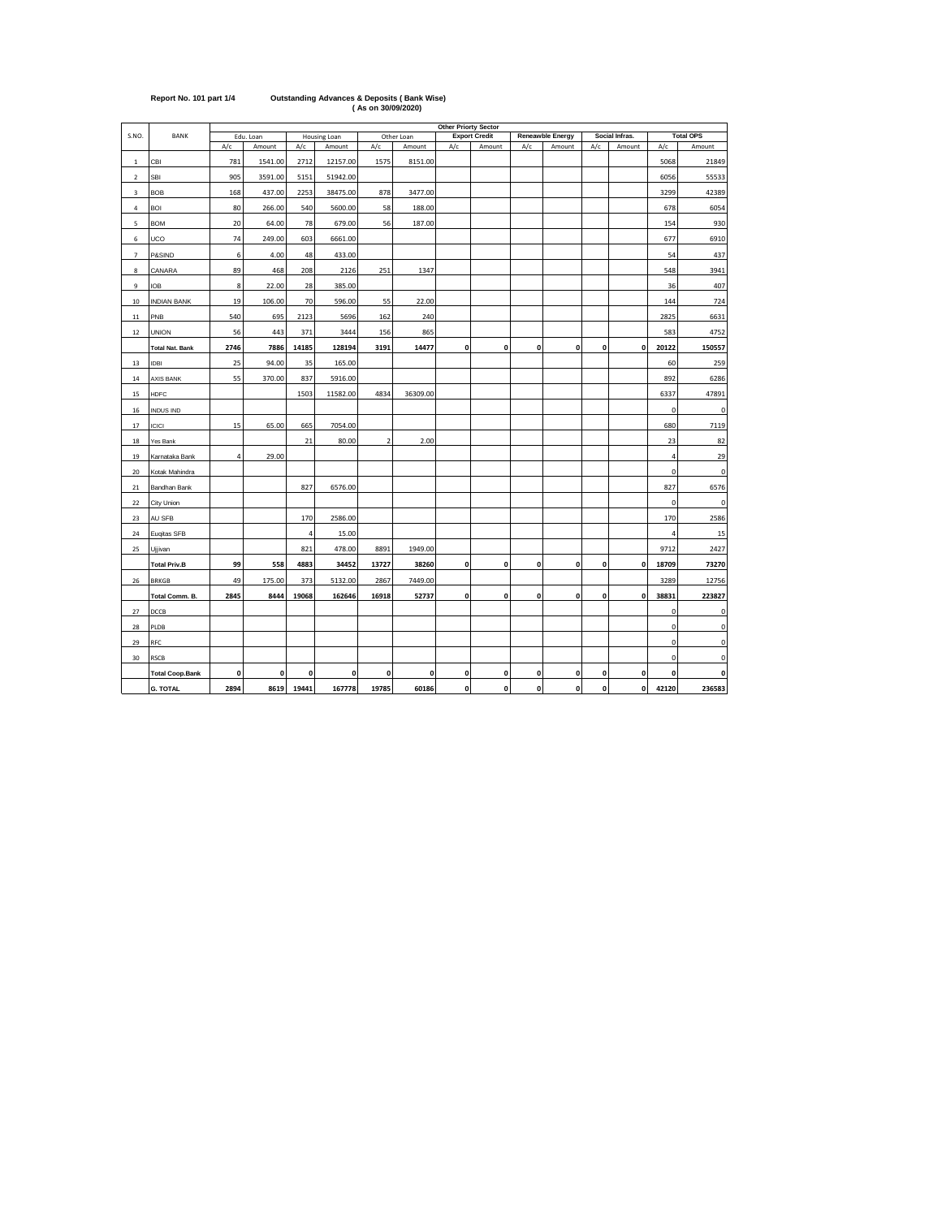**Report No. 101 part 1/4** **Outstanding Advances & Deposits ( Bank Wise)**
**( As on 30/09/2020)**

| S.NO. | BANK | Other Priorty Sector | | | | | | | | | | | | | |
|---|---|---|---|---|---|---|---|---|---|---|---|---|---|---|---|
| | | Edu. Loan | | Housing Loan | | Other Loan | | Export Credit | | Reneawble Energy | | Social Infras. | | Total OPS | |
| | | A/c | Amount | A/c | Amount | A/c | Amount | A/c | Amount | A/c | Amount | A/c | Amount | A/c | Amount |
| 1 | CBI | 781 | 1541.00 | 2712 | 12157.00 | 1575 | 8151.00 | | | | | | | 5068 | 21849 |
| 2 | SBI | 905 | 3591.00 | 5151 | 51942.00 | | | | | | | | | 6056 | 55533 |
| 3 | BOB | 168 | 437.00 | 2253 | 38475.00 | 878 | 3477.00 | | | | | | | 3299 | 42389 |
| 4 | BOI | 80 | 266.00 | 540 | 5600.00 | 58 | 188.00 | | | | | | | 678 | 6054 |
| 5 | BOM | 20 | 64.00 | 78 | 679.00 | 56 | 187.00 | | | | | | | 154 | 930 |
| 6 | UCO | 74 | 249.00 | 603 | 6661.00 | | | | | | | | | 677 | 6910 |
| 7 | P&SIND | 6 | 4.00 | 48 | 433.00 | | | | | | | | | 54 | 437 |
| 8 | CANARA | 89 | 468 | 208 | 2126 | 251 | 1347 | | | | | | | 548 | 3941 |
| 9 | IOB | 8 | 22.00 | 28 | 385.00 | | | | | | | | | 36 | 407 |
| 10 | INDIAN BANK | 19 | 106.00 | 70 | 596.00 | 55 | 22.00 | | | | | | | 144 | 724 |
| 11 | PNB | 540 | 695 | 2123 | 5696 | 162 | 240 | | | | | | | 2825 | 6631 |
| 12 | UNION | 56 | 443 | 371 | 3444 | 156 | 865 | | | | | | | 583 | 4752 |
| | **Total Nat. Bank** | **2746** | **7886** | **14185** | **128194** | **3191** | **14477** | **0** | **0** | **0** | **0** | **0** | **0** | **20122** | **150557** |
| 13 | IDBI | 25 | 94.00 | 35 | 165.00 | | | | | | | | | 60 | 259 |
| 14 | AXIS BANK | 55 | 370.00 | 837 | 5916.00 | | | | | | | | | 892 | 6286 |
| 15 | HDFC | | | 1503 | 11582.00 | 4834 | 36309.00 | | | | | | | 6337 | 47891 |
| 16 | INDUS IND | | | | | | | | | | | | | 0 | 0 |
| 17 | ICICI | 15 | 65.00 | 665 | 7054.00 | | | | | | | | | 680 | 7119 |
| 18 | Yes Bank | | | 21 | 80.00 | 2 | 2.00 | | | | | | | 23 | 82 |
| 19 | Karnataka Bank | 4 | 29.00 | | | | | | | | | | | 4 | 29 |
| 20 | Kotak Mahindra | | | | | | | | | | | | | 0 | 0 |
| 21 | Bandhan Bank | | | 827 | 6576.00 | | | | | | | | | 827 | 6576 |
| 22 | City Union | | | | | | | | | | | | | 0 | 0 |
| 23 | AU SFB | | | 170 | 2586.00 | | | | | | | | | 170 | 2586 |
| 24 | Euqitas SFB | | | 4 | 15.00 | | | | | | | | | 4 | 15 |
| 25 | Ujjivan | | | 821 | 478.00 | 8891 | 1949.00 | | | | | | | 9712 | 2427 |
| | **Total Priv.B** | **99** | **558** | **4883** | **34452** | **13727** | **38260** | **0** | **0** | **0** | **0** | **0** | **0** | **18709** | **73270** |
| 26 | BRKGB | 49 | 175.00 | 373 | 5132.00 | 2867 | 7449.00 | | | | | | | 3289 | 12756 |
| | **Total Comm. B.** | **2845** | **8444** | **19068** | **162646** | **16918** | **52737** | **0** | **0** | **0** | **0** | **0** | **0** | **38831** | **223827** |
| 27 | DCCB | | | | | | | | | | | | | 0 | 0 |
| 28 | PLDB | | | | | | | | | | | | | 0 | 0 |
| 29 | RFC | | | | | | | | | | | | | 0 | 0 |
| 30 | RSCB | | | | | | | | | | | | | 0 | 0 |
| | **Total Coop.Bank** | **0** | **0** | **0** | **0** | **0** | **0** | **0** | **0** | **0** | **0** | **0** | **0** | **0** | **0** |
| | **G. TOTAL** | **2894** | **8619** | **19441** | **167778** | **19785** | **60186** | **0** | **0** | **0** | **0** | **0** | **0** | **42120** | **236583** |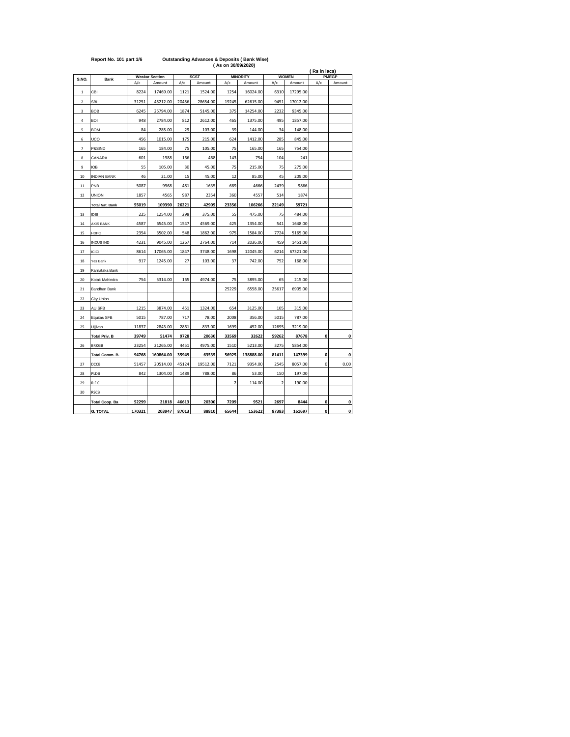**Report No. 101 part 1/6** **Outstanding Advances & Deposits ( Bank Wise)**

**( As on 30/09/2020)**

**( Rs in lacs)**

| S.NO. | Bank | Weakar Section | | SCST | | MINORITY | | WOMEN | | PMEGP | |
|---|---|---|---|---|---|---|---|---|---|---|---|
| | | A/c | Amount | A/c | Amount | A/c | Amount | A/c | Amount | A/c | Amount |
| 1 | CBI | 8224 | 17469.00 | 1121 | 1524.00 | 1254 | 16024.00 | 6310 | 17295.00 | | |
| 2 | SBI | 31251 | 45212.00 | 20456 | 28654.00 | 19245 | 62615.00 | 9451 | 17012.00 | | |
| 3 | BOB | 6245 | 25794.00 | 1874 | 5145.00 | 375 | 14254.00 | 2232 | 9345.00 | | |
| 4 | BOI | 948 | 2784.00 | 812 | 2612.00 | 465 | 1375.00 | 495 | 1857.00 | | |
| 5 | BOM | 84 | 285.00 | 29 | 103.00 | 39 | 144.00 | 34 | 148.00 | | |
| 6 | UCO | 456 | 1015.00 | 175 | 215.00 | 624 | 1412.00 | 285 | 845.00 | | |
| 7 | P&SIND | 165 | 184.00 | 75 | 105.00 | 75 | 165.00 | 165 | 754.00 | | |
| 8 | CANARA | 601 | 1988 | 166 | 468 | 143 | 754 | 104 | 241 | | |
| 9 | IOB | 55 | 105.00 | 30 | 45.00 | 75 | 215.00 | 75 | 275.00 | | |
| 10 | INDIAN BANK | 46 | 21.00 | 15 | 45.00 | 12 | 85.00 | 45 | 209.00 | | |
| 11 | PNB | 5087 | 9968 | 481 | 1635 | 689 | 4666 | 2439 | 9866 | | |
| 12 | UNION | 1857 | 4565 | 987 | 2354 | 360 | 4557 | 514 | 1874 | | |
| | **Total Nat. Bank** | **55019** | **109390** | **26221** | **42905** | **23356** | **106266** | **22149** | **59721** | | |
| 13 | IDBI | 225 | 1254.00 | 298 | 375.00 | 55 | 475.00 | 75 | 484.00 | | |
| 14 | AXIS BANK | 4587 | 6545.00 | 1547 | 4569.00 | 425 | 1354.00 | 541 | 1648.00 | | |
| 15 | HDFC | 2354 | 3502.00 | 548 | 1862.00 | 975 | 1584.00 | 7724 | 5165.00 | | |
| 16 | INDUS IND | 4231 | 9045.00 | 1267 | 2764.00 | 714 | 2036.00 | 459 | 1451.00 | | |
| 17 | ICICI | 8614 | 17065.00 | 1847 | 3748.00 | 1698 | 12045.00 | 6214 | 67321.00 | | |
| 18 | Yes Bank | 917 | 1245.00 | 27 | 103.00 | 37 | 742.00 | 752 | 168.00 | | |
| 19 | Karnataka Bank | | | | | | | | | | |
| 20 | Kotak Mahindra | 754 | 5314.00 | 165 | 4974.00 | 75 | 3895.00 | 65 | 215.00 | | |
| 21 | Bandhan Bank | | | | | 25229 | 6558.00 | 25617 | 6905.00 | | |
| 22 | City Union | | | | | | | | | | |
| 23 | AU SFB | 1215 | 3874.00 | 451 | 1324.00 | 654 | 3125.00 | 105 | 315.00 | | |
| 24 | Equitas SFB | 5015 | 787.00 | 717 | 78.00 | 2008 | 356.00 | 5015 | 787.00 | | |
| 25 | Ujjivan | 11837 | 2843.00 | 2861 | 833.00 | 1699 | 452.00 | 12695 | 3219.00 | | |
| | **Total Priv. B** | **39749** | **51474** | **9728** | **20630** | **33569** | **32622** | **59262** | **87678** | **0** | **0** |
| 26 | BRKGB | 23254 | 21265.00 | 4451 | 4975.00 | 1510 | 5213.00 | 3275 | 5854.00 | | |
| | **Total Comm. B.** | **94768** | **160864.00** | **35949** | **63535** | **56925** | **138888.00** | **81411** | **147399** | **0** | **0** |
| 27 | DCCB | 51457 | 20514.00 | 45124 | 19512.00 | 7121 | 9354.00 | 2545 | 8057.00 | 0 | 0.00 |
| 28 | PLDB | 842 | 1304.00 | 1489 | 788.00 | 86 | 53.00 | 150 | 197.00 | | |
| 29 | R F C | | | | | 2 | 114.00 | 2 | 190.00 | | |
| 30 | RSCB | | | | | | | | | | |
| | **Total Coop. Ba** | **52299** | **21818** | **46613** | **20300** | **7209** | **9521** | **2697** | **8444** | **0** | **0** |
| | **G. TOTAL** | **170321** | **203947** | **87013** | **88810** | **65644** | **153622** | **87383** | **161697** | **0** | **0** |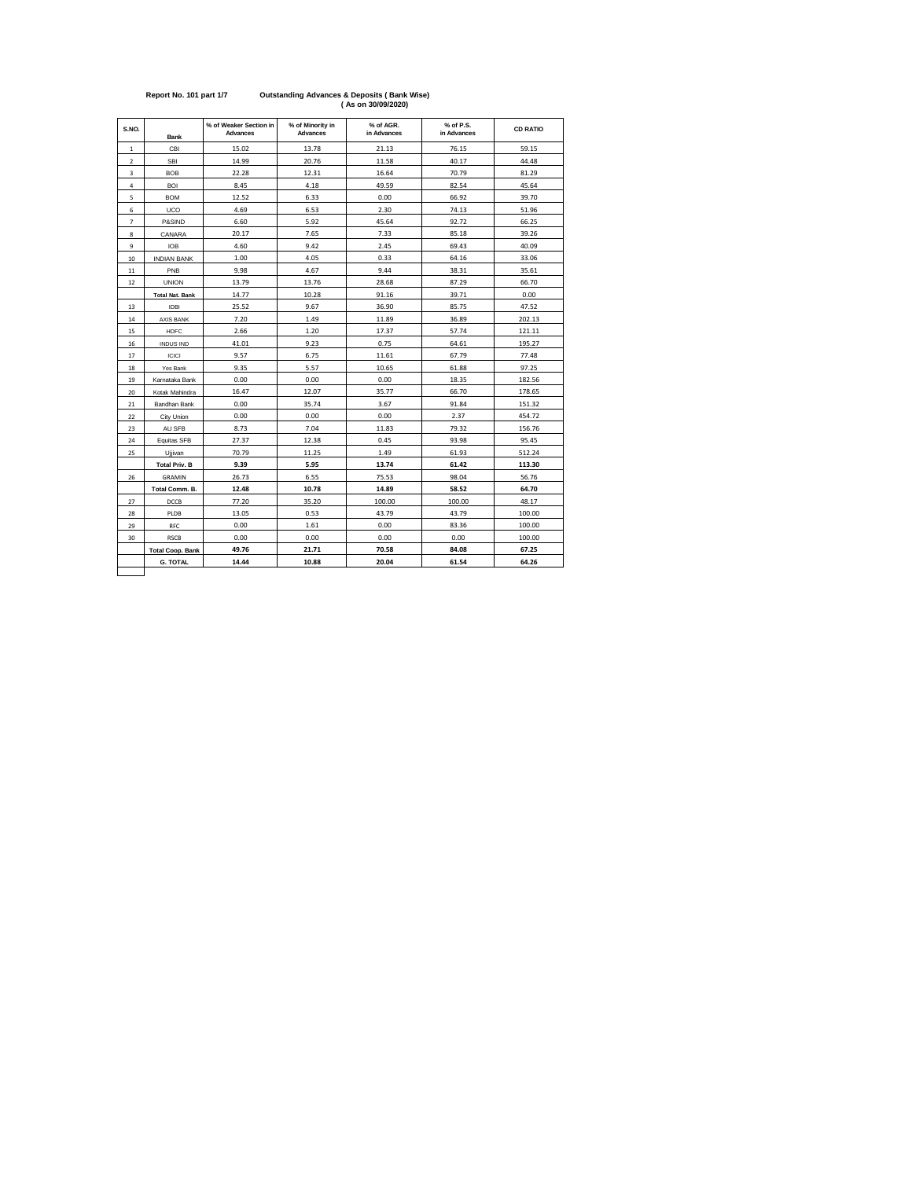**Report No. 101 part 1/7** **Outstanding Advances & Deposits ( Bank Wise)**
**( As on 30/09/2020)**

| S.NO. | Bank | % of Weaker Section in Advances | % of Minority in Advances | % of AGR. in Advances | % of P.S. in Advances | CD RATIO |
|---|---|---|---|---|---|---|
| 1 | CBI | 15.02 | 13.78 | 21.13 | 76.15 | 59.15 |
| 2 | SBI | 14.99 | 20.76 | 11.58 | 40.17 | 44.48 |
| 3 | BOB | 22.28 | 12.31 | 16.64 | 70.79 | 81.29 |
| 4 | BOI | 8.45 | 4.18 | 49.59 | 82.54 | 45.64 |
| 5 | BOM | 12.52 | 6.33 | 0.00 | 66.92 | 39.70 |
| 6 | UCO | 4.69 | 6.53 | 2.30 | 74.13 | 51.96 |
| 7 | P&SIND | 6.60 | 5.92 | 45.64 | 92.72 | 66.25 |
| 8 | CANARA | 20.17 | 7.65 | 7.33 | 85.18 | 39.26 |
| 9 | IOB | 4.60 | 9.42 | 2.45 | 69.43 | 40.09 |
| 10 | INDIAN BANK | 1.00 | 4.05 | 0.33 | 64.16 | 33.06 |
| 11 | PNB | 9.98 | 4.67 | 9.44 | 38.31 | 35.61 |
| 12 | UNION | 13.79 | 13.76 | 28.68 | 87.29 | 66.70 |
| | **Total Nat. Bank** | 14.77 | 10.28 | 91.16 | 39.71 | 0.00 |
| 13 | IDBI | 25.52 | 9.67 | 36.90 | 85.75 | 47.52 |
| 14 | AXIS BANK | 7.20 | 1.49 | 11.89 | 36.89 | 202.13 |
| 15 | HDFC | 2.66 | 1.20 | 17.37 | 57.74 | 121.11 |
| 16 | INDUS IND | 41.01 | 9.23 | 0.75 | 64.61 | 195.27 |
| 17 | ICICI | 9.57 | 6.75 | 11.61 | 67.79 | 77.48 |
| 18 | Yes Bank | 9.35 | 5.57 | 10.65 | 61.88 | 97.25 |
| 19 | Karnataka Bank | 0.00 | 0.00 | 0.00 | 18.35 | 182.56 |
| 20 | Kotak Mahindra | 16.47 | 12.07 | 35.77 | 66.70 | 178.65 |
| 21 | Bandhan Bank | 0.00 | 35.74 | 3.67 | 91.84 | 151.32 |
| 22 | City Union | 0.00 | 0.00 | 0.00 | 2.37 | 454.72 |
| 23 | AU SFB | 8.73 | 7.04 | 11.83 | 79.32 | 156.76 |
| 24 | Equitas SFB | 27.37 | 12.38 | 0.45 | 93.98 | 95.45 |
| 25 | Ujjivan | 70.79 | 11.25 | 1.49 | 61.93 | 512.24 |
| | **Total Priv. B** | **9.39** | **5.95** | **13.74** | **61.42** | **113.30** |
| 26 | GRAMIN | 26.73 | 6.55 | 75.53 | 98.04 | 56.76 |
| | **Total Comm. B.** | **12.48** | **10.78** | **14.89** | **58.52** | **64.70** |
| 27 | DCCB | 77.20 | 35.20 | 100.00 | 100.00 | 48.17 |
| 28 | PLDB | 13.05 | 0.53 | 43.79 | 43.79 | 100.00 |
| 29 | RFC | 0.00 | 1.61 | 0.00 | 83.36 | 100.00 |
| 30 | RSCB | 0.00 | 0.00 | 0.00 | 0.00 | 100.00 |
| | **Total Coop. Bank** | **49.76** | **21.71** | **70.58** | **84.08** | **67.25** |
| | **G. TOTAL** | **14.44** | **10.88** | **20.04** | **61.54** | **64.26** |